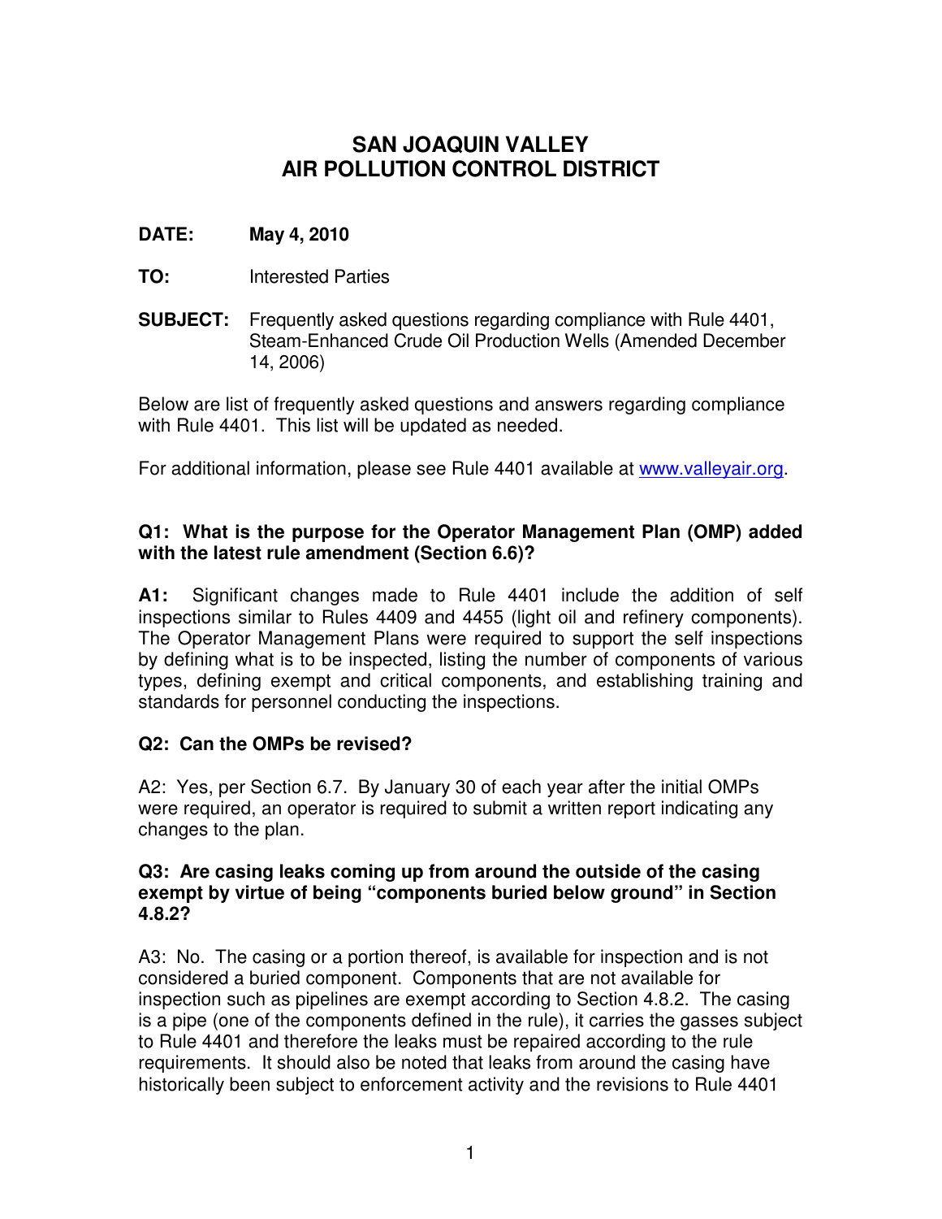# SAN JOAQUIN VALLEY
# AIR POLLUTION CONTROL DISTRICT

**DATE:** **May 4, 2010**

**TO:** Interested Parties

**SUBJECT:** Frequently asked questions regarding compliance with Rule 4401, Steam-Enhanced Crude Oil Production Wells (Amended December 14, 2006)

Below are list of frequently asked questions and answers regarding compliance with Rule 4401. This list will be updated as needed.

For additional information, please see Rule 4401 available at [www.valleyair.org](www.valleyair.org).

**Q1: What is the purpose for the Operator Management Plan (OMP) added with the latest rule amendment (Section 6.6)?**

**A1:** Significant changes made to Rule 4401 include the addition of self inspections similar to Rules 4409 and 4455 (light oil and refinery components). The Operator Management Plans were required to support the self inspections by defining what is to be inspected, listing the number of components of various types, defining exempt and critical components, and establishing training and standards for personnel conducting the inspections.

**Q2: Can the OMPs be revised?**

A2: Yes, per Section 6.7. By January 30 of each year after the initial OMPs were required, an operator is required to submit a written report indicating any changes to the plan.

**Q3: Are casing leaks coming up from around the outside of the casing exempt by virtue of being "components buried below ground" in Section 4.8.2?**

A3: No. The casing or a portion thereof, is available for inspection and is not considered a buried component. Components that are not available for inspection such as pipelines are exempt according to Section 4.8.2. The casing is a pipe (one of the components defined in the rule), it carries the gasses subject to Rule 4401 and therefore the leaks must be repaired according to the rule requirements. It should also be noted that leaks from around the casing have historically been subject to enforcement activity and the revisions to Rule 4401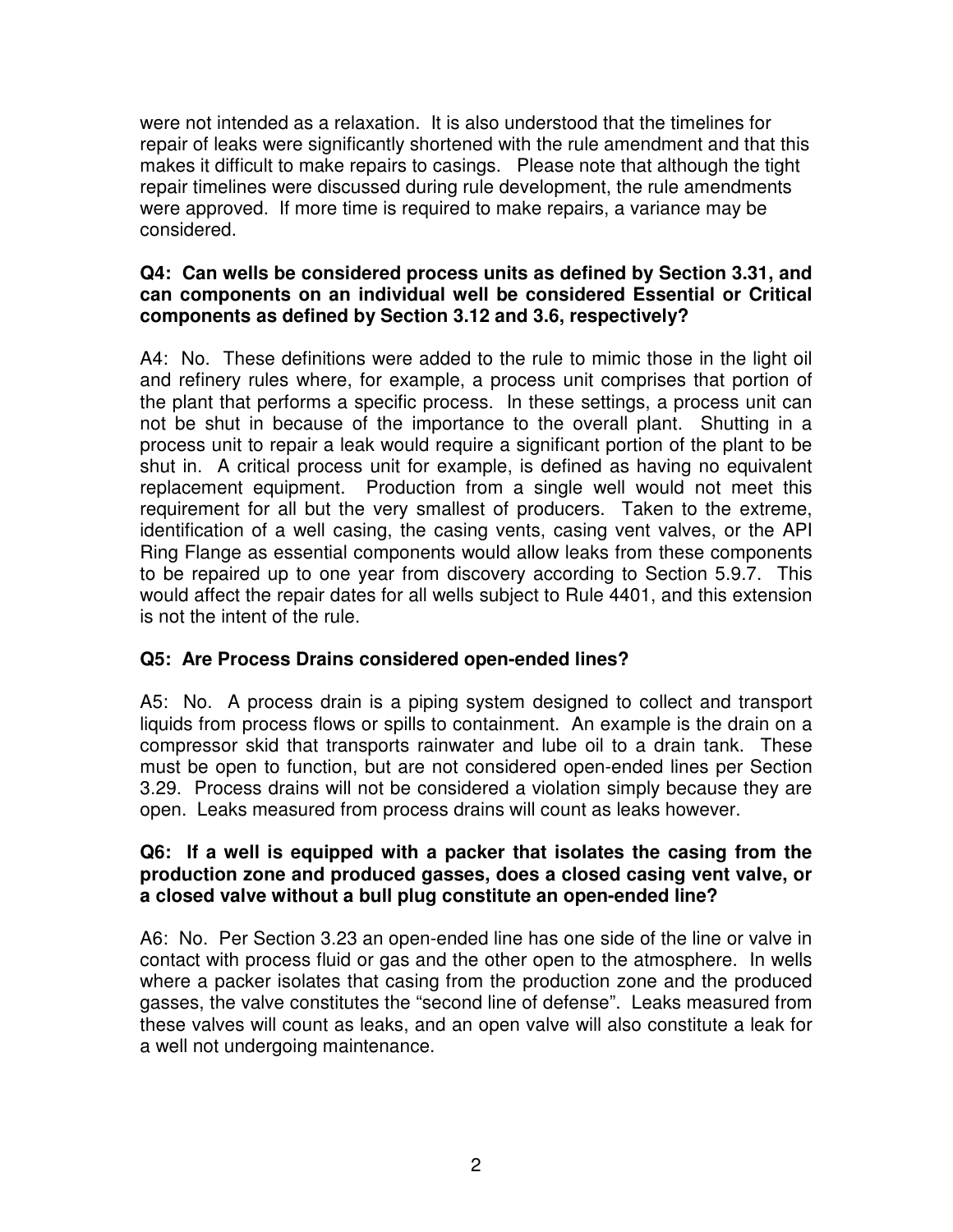were not intended as a relaxation. It is also understood that the timelines for repair of leaks were significantly shortened with the rule amendment and that this makes it difficult to make repairs to casings. Please note that although the tight repair timelines were discussed during rule development, the rule amendments were approved. If more time is required to make repairs, a variance may be considered.

**Q4: Can wells be considered process units as defined by Section 3.31, and can components on an individual well be considered Essential or Critical components as defined by Section 3.12 and 3.6, respectively?**

A4: No. These definitions were added to the rule to mimic those in the light oil and refinery rules where, for example, a process unit comprises that portion of the plant that performs a specific process. In these settings, a process unit can not be shut in because of the importance to the overall plant. Shutting in a process unit to repair a leak would require a significant portion of the plant to be shut in. A critical process unit for example, is defined as having no equivalent replacement equipment. Production from a single well would not meet this requirement for all but the very smallest of producers. Taken to the extreme, identification of a well casing, the casing vents, casing vent valves, or the API Ring Flange as essential components would allow leaks from these components to be repaired up to one year from discovery according to Section 5.9.7. This would affect the repair dates for all wells subject to Rule 4401, and this extension is not the intent of the rule.

**Q5: Are Process Drains considered open-ended lines?**

A5: No. A process drain is a piping system designed to collect and transport liquids from process flows or spills to containment. An example is the drain on a compressor skid that transports rainwater and lube oil to a drain tank. These must be open to function, but are not considered open-ended lines per Section 3.29. Process drains will not be considered a violation simply because they are open. Leaks measured from process drains will count as leaks however.

**Q6: If a well is equipped with a packer that isolates the casing from the production zone and produced gasses, does a closed casing vent valve, or a closed valve without a bull plug constitute an open-ended line?**

A6: No. Per Section 3.23 an open-ended line has one side of the line or valve in contact with process fluid or gas and the other open to the atmosphere. In wells where a packer isolates that casing from the production zone and the produced gasses, the valve constitutes the "second line of defense". Leaks measured from these valves will count as leaks, and an open valve will also constitute a leak for a well not undergoing maintenance.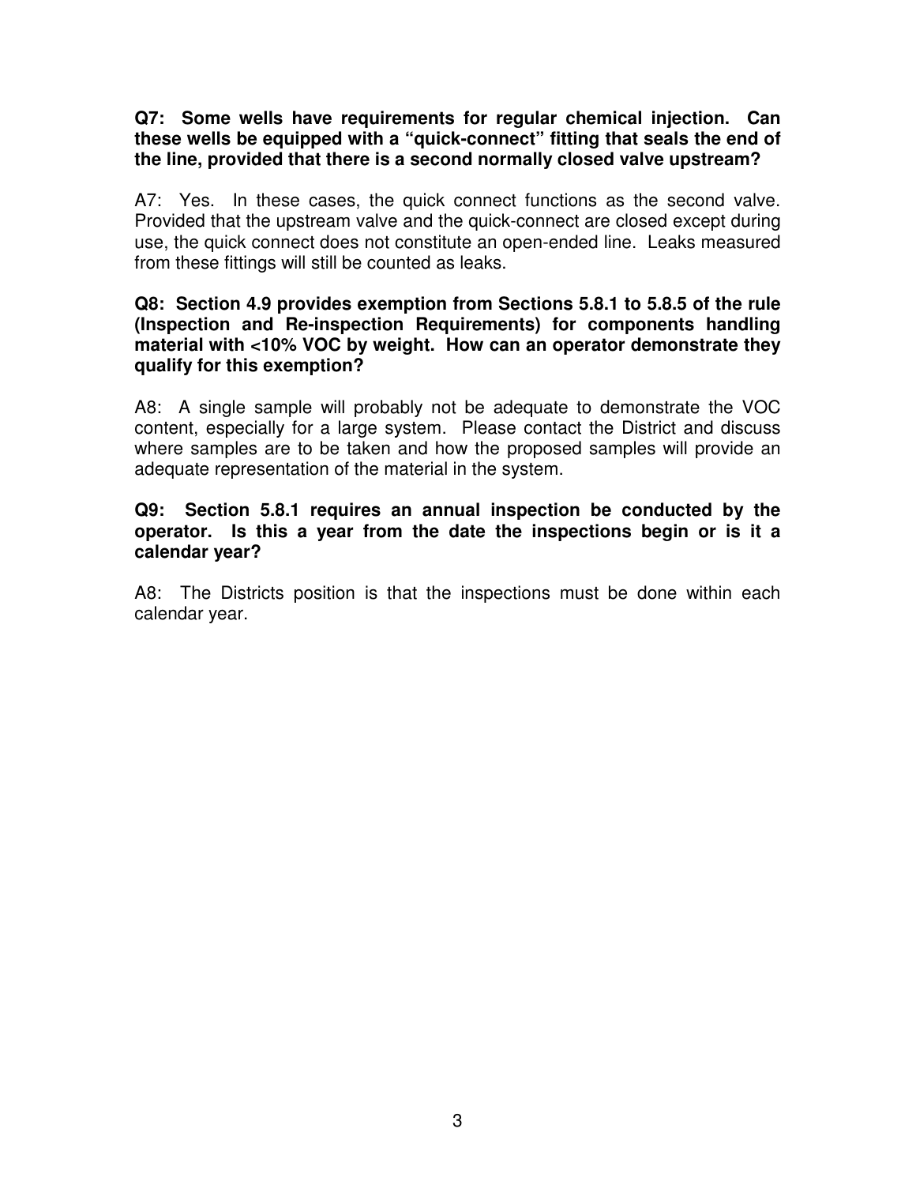**Q7: Some wells have requirements for regular chemical injection. Can these wells be equipped with a "quick-connect" fitting that seals the end of the line, provided that there is a second normally closed valve upstream?**

A7: Yes. In these cases, the quick connect functions as the second valve. Provided that the upstream valve and the quick-connect are closed except during use, the quick connect does not constitute an open-ended line. Leaks measured from these fittings will still be counted as leaks.

**Q8: Section 4.9 provides exemption from Sections 5.8.1 to 5.8.5 of the rule (Inspection and Re-inspection Requirements) for components handling material with <10% VOC by weight. How can an operator demonstrate they qualify for this exemption?**

A8: A single sample will probably not be adequate to demonstrate the VOC content, especially for a large system. Please contact the District and discuss where samples are to be taken and how the proposed samples will provide an adequate representation of the material in the system.

**Q9: Section 5.8.1 requires an annual inspection be conducted by the operator. Is this a year from the date the inspections begin or is it a calendar year?**

A8: The Districts position is that the inspections must be done within each calendar year.